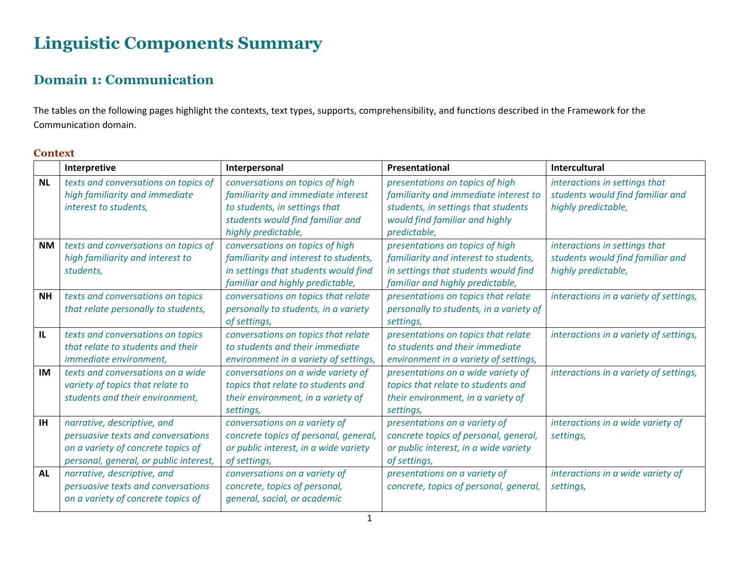# Linguistic Components Summary

## Domain 1: Communication

The tables on the following pages highlight the contexts, text types, supports, comprehensibility, and functions described in the Framework for the Communication domain.

### Context

| | Interpretive | Interpersonal | Presentational | Intercultural |
|---|---|---|---|---|
| **NL** | *texts and conversations on topics of high familiarity and immediate interest to students,* | *conversations on topics of high familiarity and immediate interest to students, in settings that students would find familiar and highly predictable,* | *presentations on topics of high familiarity and immediate interest to students, in settings that students would find familiar and highly predictable,* | *interactions in settings that students would find familiar and highly predictable,* |
| **NM** | *texts and conversations on topics of high familiarity and interest to students,* | *conversations on topics of high familiarity and interest to students, in settings that students would find familiar and highly predictable,* | *presentations on topics of high familiarity and interest to students, in settings that students would find familiar and highly predictable,* | *interactions in settings that students would find familiar and highly predictable,* |
| **NH** | *texts and conversations on topics that relate personally to students,* | *conversations on topics that relate personally to students, in a variety of settings,* | *presentations on topics that relate personally to students, in a variety of settings,* | *interactions in a variety of settings,* |
| **IL** | *texts and conversations on topics that relate to students and their immediate environment,* | *conversations on topics that relate to students and their immediate environment in a variety of settings,* | *presentations on topics that relate to students and their immediate environment in a variety of settings,* | *interactions in a variety of settings,* |
| **IM** | *texts and conversations on a wide variety of topics that relate to students and their environment,* | *conversations on a wide variety of topics that relate to students and their environment, in a variety of settings,* | *presentations on a wide variety of topics that relate to students and their environment, in a variety of settings,* | *interactions in a variety of settings,* |
| **IH** | *narrative, descriptive, and persuasive texts and conversations on a variety of concrete topics of personal, general, or public interest,* | *conversations on a variety of concrete topics of personal, general, or public interest, in a wide variety of settings,* | *presentations on a variety of concrete topics of personal, general, or public interest, in a wide variety of settings,* | *interactions in a wide variety of settings,* |
| **AL** | *narrative, descriptive, and persuasive texts and conversations on a variety of concrete topics of* | *conversations on a variety of concrete, topics of personal, general, social, or academic* | *presentations on a variety of concrete, topics of personal, general,* | *interactions in a wide variety of settings,* |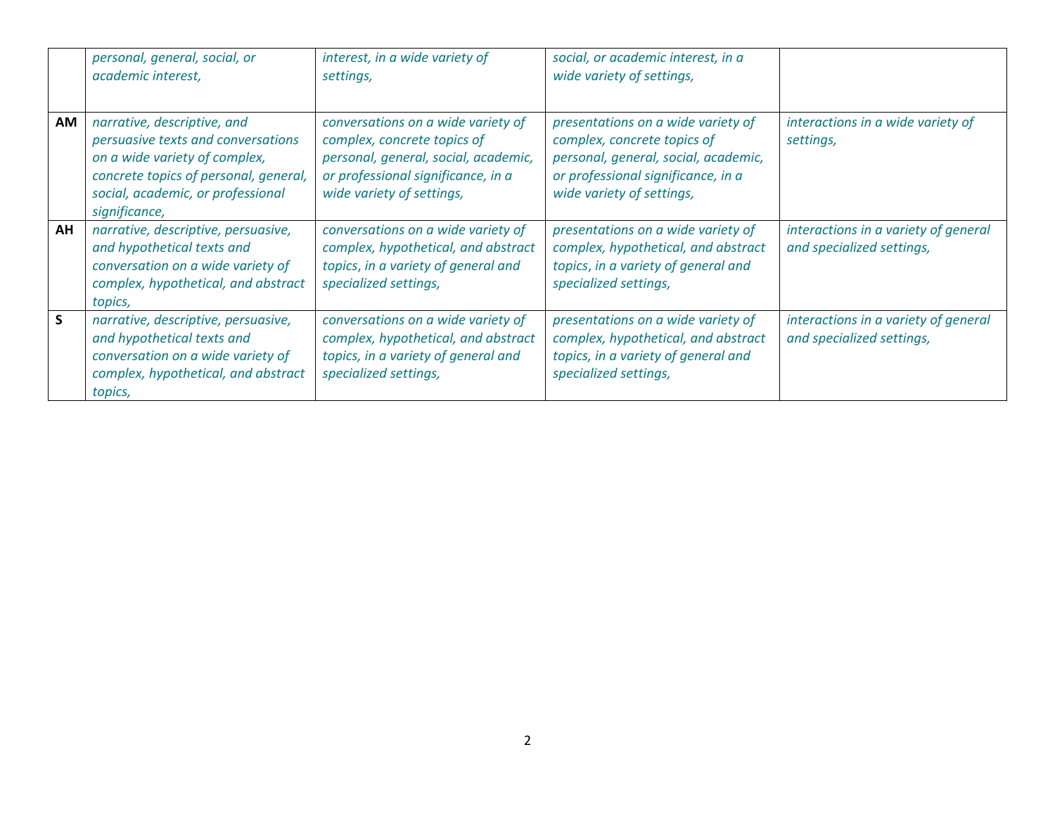| | | | | |
|---|---|---|---|---|
| | *personal, general, social, or academic interest,* | *interest, in a wide variety of settings,* | *social, or academic interest, in a wide variety of settings,* | |
| **AM** | *narrative, descriptive, and persuasive texts and conversations on a wide variety of complex, concrete topics of personal, general, social, academic, or professional significance,* | *conversations on a wide variety of complex, concrete topics of personal, general, social, academic, or professional significance, in a wide variety of settings,* | *presentations on a wide variety of complex, concrete topics of personal, general, social, academic, or professional significance, in a wide variety of settings,* | *interactions in a wide variety of settings,* |
| **AH** | *narrative, descriptive, persuasive, and hypothetical texts and conversation on a wide variety of complex, hypothetical, and abstract topics,* | *conversations on a wide variety of complex, hypothetical, and abstract topics, in a variety of general and specialized settings,* | *presentations on a wide variety of complex, hypothetical, and abstract topics, in a variety of general and specialized settings,* | *interactions in a variety of general and specialized settings,* |
| **S** | *narrative, descriptive, persuasive, and hypothetical texts and conversation on a wide variety of complex, hypothetical, and abstract topics,* | *conversations on a wide variety of complex, hypothetical, and abstract topics, in a variety of general and specialized settings,* | *presentations on a wide variety of complex, hypothetical, and abstract topics, in a variety of general and specialized settings,* | *interactions in a variety of general and specialized settings,* |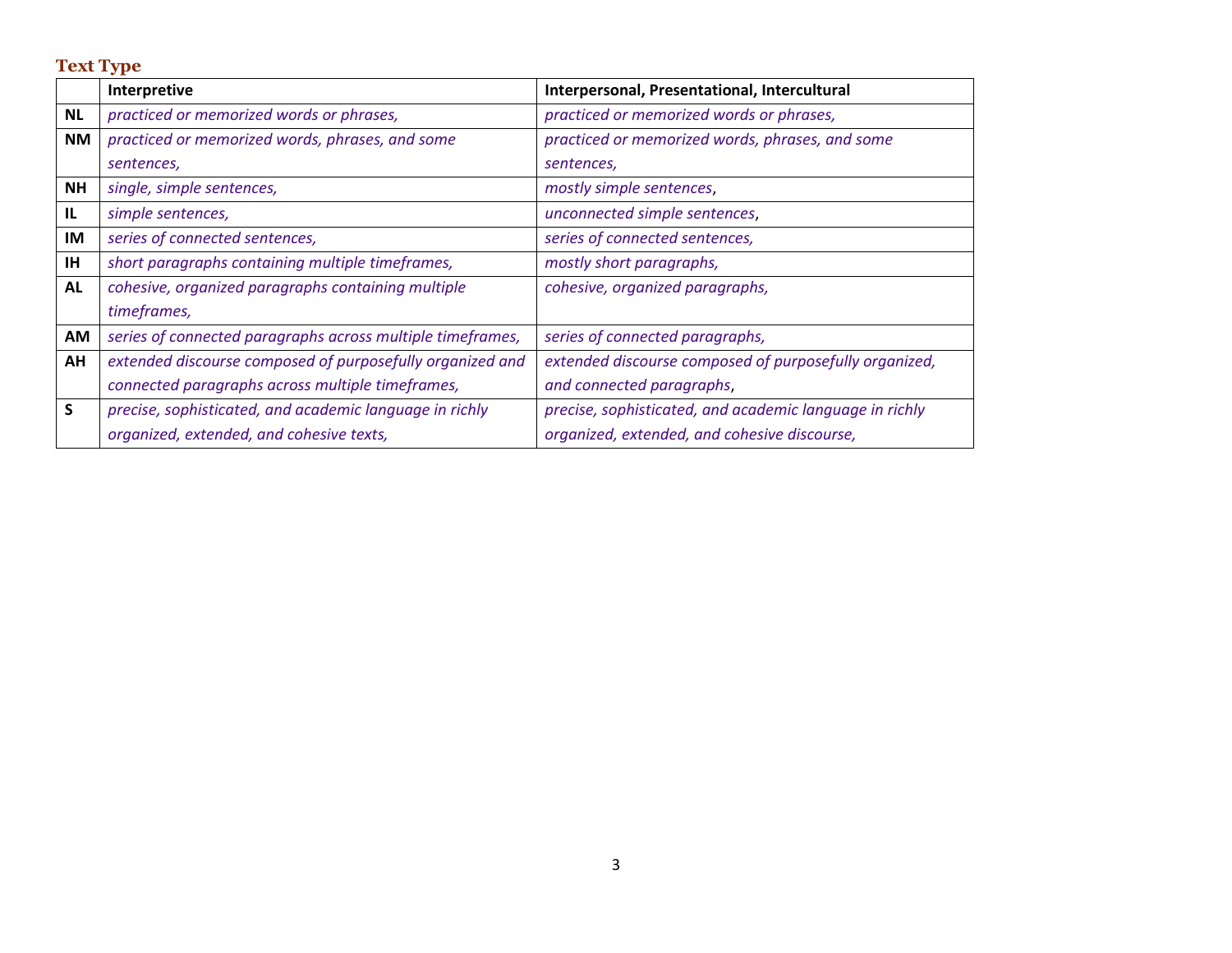## Text Type

| | Interpretive | Interpersonal, Presentational, Intercultural |
|---|---|---|
| **NL** | *practiced or memorized words or phrases,* | *practiced or memorized words or phrases,* |
| **NM** | *practiced or memorized words, phrases, and some sentences,* | *practiced or memorized words, phrases, and some sentences,* |
| **NH** | *single, simple sentences,* | *mostly simple sentences*, |
| **IL** | *simple sentences,* | *unconnected simple sentences*, |
| **IM** | *series of connected sentences,* | *series of connected sentences,* |
| **IH** | *short paragraphs containing multiple timeframes,* | *mostly short paragraphs,* |
| **AL** | *cohesive, organized paragraphs containing multiple timeframes,* | *cohesive, organized paragraphs,* |
| **AM** | *series of connected paragraphs across multiple timeframes,* | *series of connected paragraphs,* |
| **AH** | *extended discourse composed of purposefully organized and connected paragraphs across multiple timeframes,* | *extended discourse composed of purposefully organized, and connected paragraphs*, |
| **S** | *precise, sophisticated, and academic language in richly organized, extended, and cohesive texts,* | *precise, sophisticated, and academic language in richly organized, extended, and cohesive discourse,* |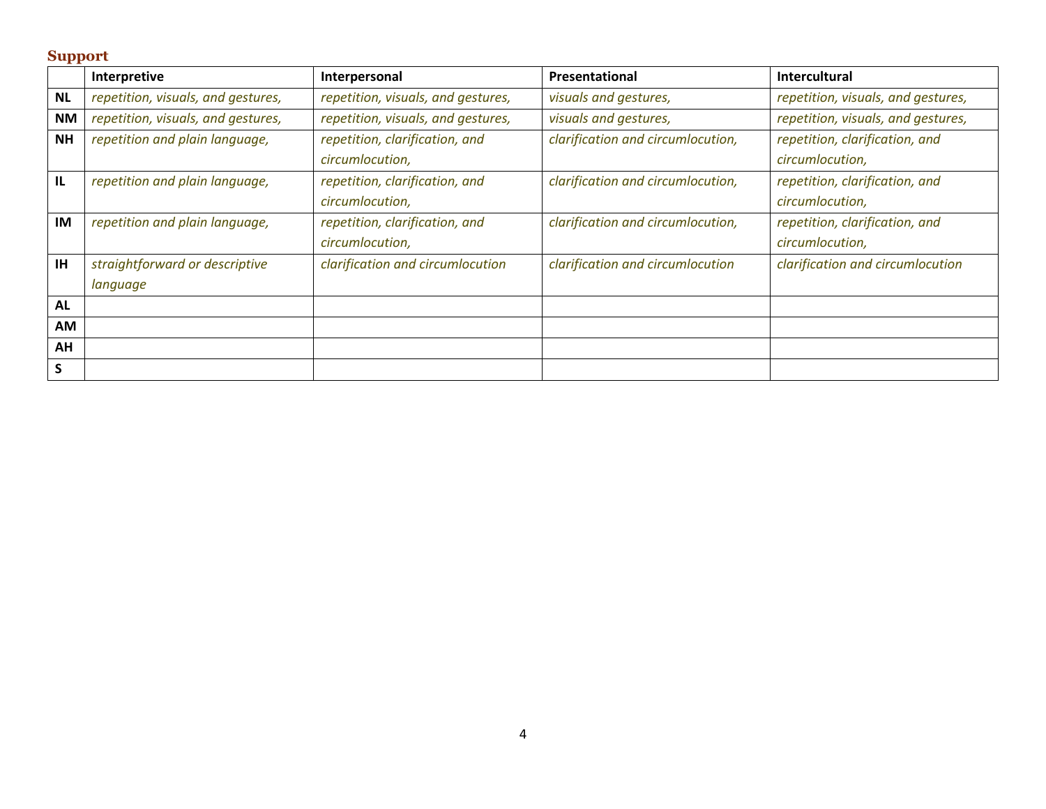### Support

| | Interpretive | Interpersonal | Presentational | Intercultural |
|---|---|---|---|---|
| **NL** | *repetition, visuals, and gestures,* | *repetition, visuals, and gestures,* | *visuals and gestures,* | *repetition, visuals, and gestures,* |
| **NM** | *repetition, visuals, and gestures,* | *repetition, visuals, and gestures,* | *visuals and gestures,* | *repetition, visuals, and gestures,* |
| **NH** | *repetition and plain language,* | *repetition, clarification, and circumlocution,* | *clarification and circumlocution,* | *repetition, clarification, and circumlocution,* |
| **IL** | *repetition and plain language,* | *repetition, clarification, and circumlocution,* | *clarification and circumlocution,* | *repetition, clarification, and circumlocution,* |
| **IM** | *repetition and plain language,* | *repetition, clarification, and circumlocution,* | *clarification and circumlocution,* | *repetition, clarification, and circumlocution,* |
| **IH** | *straightforward or descriptive language* | *clarification and circumlocution* | *clarification and circumlocution* | *clarification and circumlocution* |
| **AL** | | | | |
| **AM** | | | | |
| **AH** | | | | |
| **S** | | | | |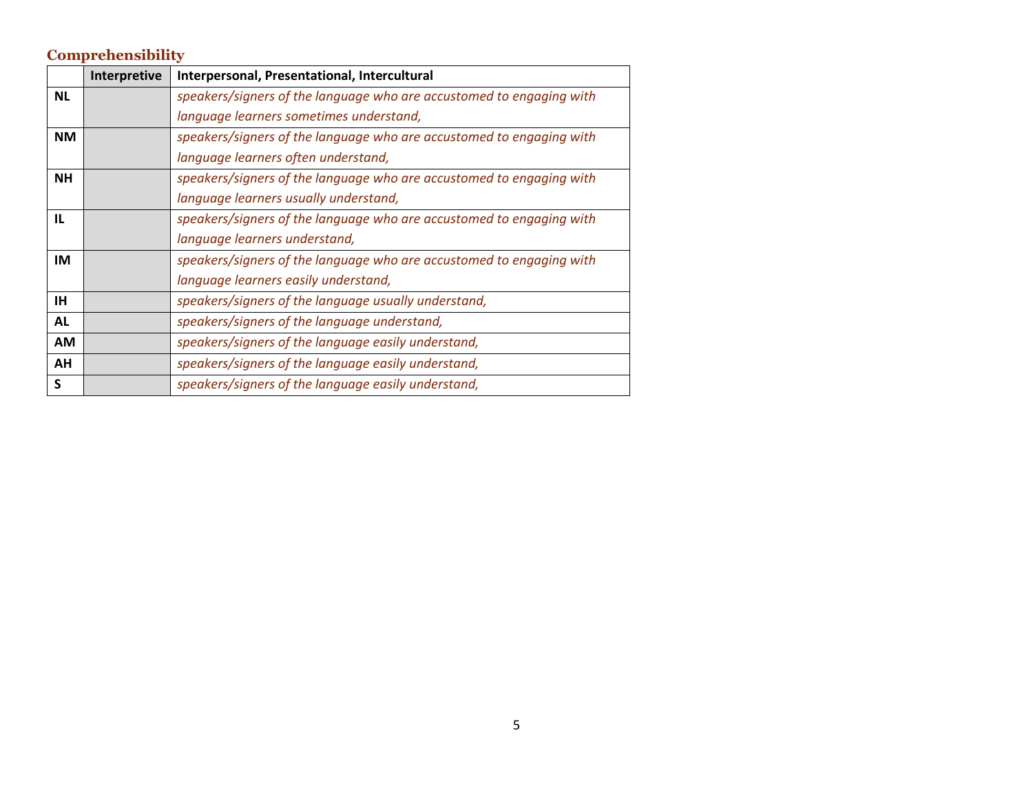## Comprehensibility

| | Interpretive | Interpersonal, Presentational, Intercultural |
|---|---|---|
| **NL** | | *speakers/signers of the language who are accustomed to engaging with language learners sometimes understand,* |
| **NM** | | *speakers/signers of the language who are accustomed to engaging with language learners often understand,* |
| **NH** | | *speakers/signers of the language who are accustomed to engaging with language learners usually understand,* |
| **IL** | | *speakers/signers of the language who are accustomed to engaging with language learners understand,* |
| **IM** | | *speakers/signers of the language who are accustomed to engaging with language learners easily understand,* |
| **IH** | | *speakers/signers of the language usually understand,* |
| **AL** | | *speakers/signers of the language understand,* |
| **AM** | | *speakers/signers of the language easily understand,* |
| **AH** | | *speakers/signers of the language easily understand,* |
| **S** | | *speakers/signers of the language easily understand,* |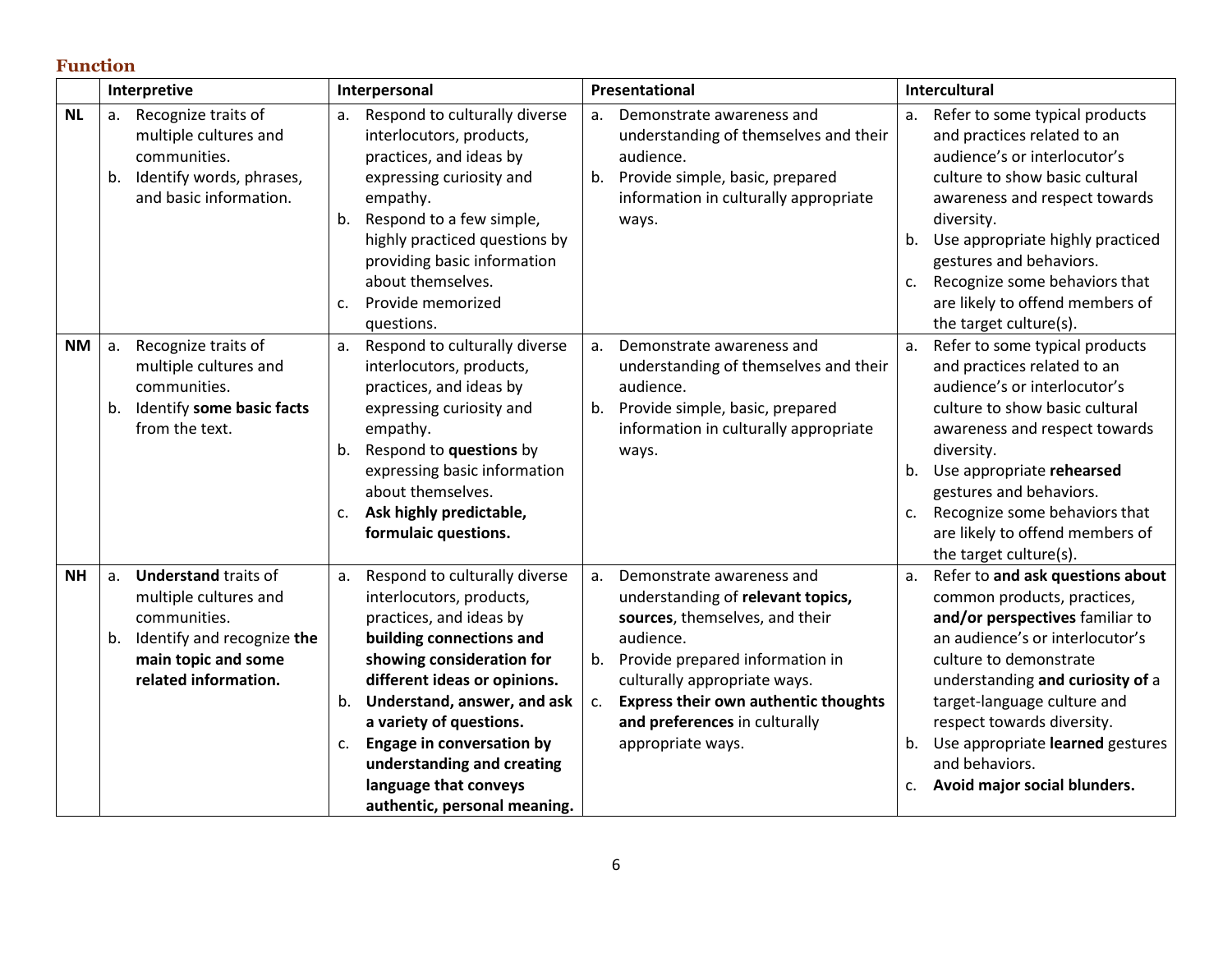## Function

| | Interpretive | Interpersonal | Presentational | Intercultural |
|---|---|---|---|---|
| **NL** | a. Recognize traits of multiple cultures and communities.<br>b. Identify words, phrases, and basic information. | a. Respond to culturally diverse interlocutors, products, practices, and ideas by expressing curiosity and empathy.<br>b. Respond to a few simple, highly practiced questions by providing basic information about themselves.<br>c. Provide memorized questions. | a. Demonstrate awareness and understanding of themselves and their audience.<br>b. Provide simple, basic, prepared information in culturally appropriate ways. | a. Refer to some typical products and practices related to an audience's or interlocutor's culture to show basic cultural awareness and respect towards diversity.<br>b. Use appropriate highly practiced gestures and behaviors.<br>c. Recognize some behaviors that are likely to offend members of the target culture(s). |
| **NM** | a. Recognize traits of multiple cultures and communities.<br>b. Identify **some basic facts** from the text. | a. Respond to culturally diverse interlocutors, products, practices, and ideas by expressing curiosity and empathy.<br>b. Respond to **questions** by expressing basic information about themselves.<br>c. **Ask highly predictable, formulaic questions.** | a. Demonstrate awareness and understanding of themselves and their audience.<br>b. Provide simple, basic, prepared information in culturally appropriate ways. | a. Refer to some typical products and practices related to an audience's or interlocutor's culture to show basic cultural awareness and respect towards diversity.<br>b. Use appropriate **rehearsed** gestures and behaviors.<br>c. Recognize some behaviors that are likely to offend members of the target culture(s). |
| **NH** | a. **Understand** traits of multiple cultures and communities.<br>b. Identify and recognize **the main topic and some related information.** | a. Respond to culturally diverse interlocutors, products, practices, and ideas by **building connections and showing consideration for different ideas or opinions.**<br>b. **Understand, answer, and ask a variety of questions.**<br>c. **Engage in conversation by understanding and creating language that conveys authentic, personal meaning.** | a. Demonstrate awareness and understanding of **relevant topics, sources**, themselves, and their audience.<br>b. Provide prepared information in culturally appropriate ways.<br>c. **Express their own authentic thoughts and preferences** in culturally appropriate ways. | a. Refer to **and ask questions about** common products, practices, **and/or perspectives** familiar to an audience's or interlocutor's culture to demonstrate understanding **and curiosity of** a target-language culture and respect towards diversity.<br>b. Use appropriate **learned** gestures and behaviors.<br>c. **Avoid major social blunders.** |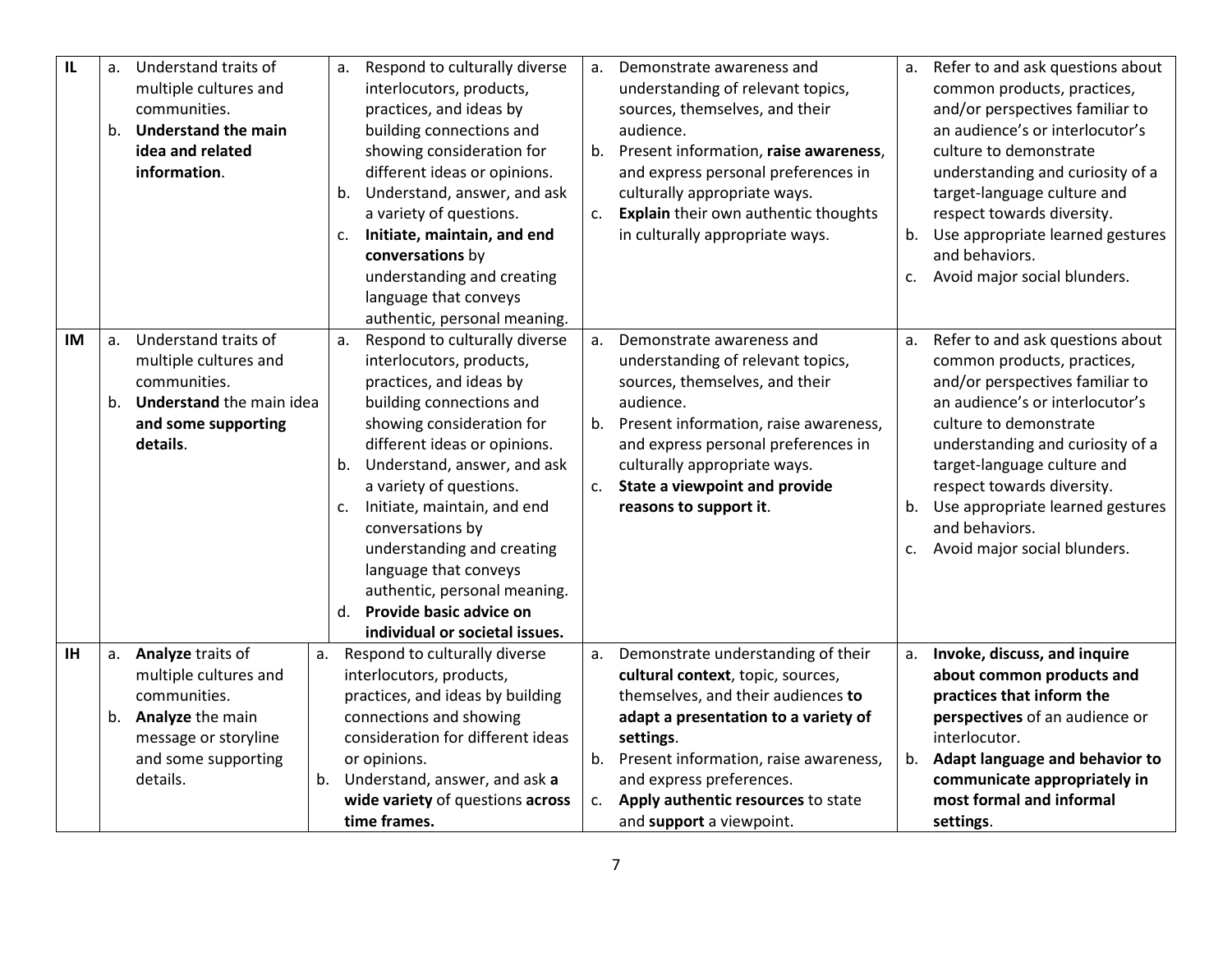| | | | | |
|---|---|---|---|---|
| **IL** | a. Understand traits of multiple cultures and communities.<br>b. **Understand the main idea and related information**. | a. Respond to culturally diverse interlocutors, products, practices, and ideas by building connections and showing consideration for different ideas or opinions.<br>b. Understand, answer, and ask a variety of questions.<br>c. **Initiate, maintain, and end conversations** by understanding and creating language that conveys authentic, personal meaning. | a. Demonstrate awareness and understanding of relevant topics, sources, themselves, and their audience.<br>b. Present information, **raise awareness**, and express personal preferences in culturally appropriate ways.<br>c. **Explain** their own authentic thoughts in culturally appropriate ways. | a. Refer to and ask questions about common products, practices, and/or perspectives familiar to an audience's or interlocutor's culture to demonstrate understanding and curiosity of a target-language culture and respect towards diversity.<br>b. Use appropriate learned gestures and behaviors.<br>c. Avoid major social blunders. |
| **IM** | a. Understand traits of multiple cultures and communities.<br>b. **Understand** the main idea **and some supporting details**. | a. Respond to culturally diverse interlocutors, products, practices, and ideas by building connections and showing consideration for different ideas or opinions.<br>b. Understand, answer, and ask a variety of questions.<br>c. Initiate, maintain, and end conversations by understanding and creating language that conveys authentic, personal meaning.<br>d. **Provide basic advice on individual or societal issues.** | a. Demonstrate awareness and understanding of relevant topics, sources, themselves, and their audience.<br>b. Present information, raise awareness, and express personal preferences in culturally appropriate ways.<br>c. **State a viewpoint and provide reasons to support it**. | a. Refer to and ask questions about common products, practices, and/or perspectives familiar to an audience's or interlocutor's culture to demonstrate understanding and curiosity of a target-language culture and respect towards diversity.<br>b. Use appropriate learned gestures and behaviors.<br>c. Avoid major social blunders. |
| **IH** | a. **Analyze** traits of multiple cultures and communities.<br>b. **Analyze** the main message or storyline and some supporting details. | a. Respond to culturally diverse interlocutors, products, practices, and ideas by building connections and showing consideration for different ideas or opinions.<br>b. Understand, answer, and ask **a wide variety** of questions **across time frames.** | a. Demonstrate understanding of their **cultural context**, topic, sources, themselves, and their audiences **to adapt a presentation to a variety of settings**.<br>b. Present information, raise awareness, and express preferences.<br>c. **Apply authentic resources** to state and **support** a viewpoint. | a. **Invoke, discuss, and inquire about common products and practices that inform the perspectives** of an audience or interlocutor.<br>b. **Adapt language and behavior to communicate appropriately in most formal and informal settings**. |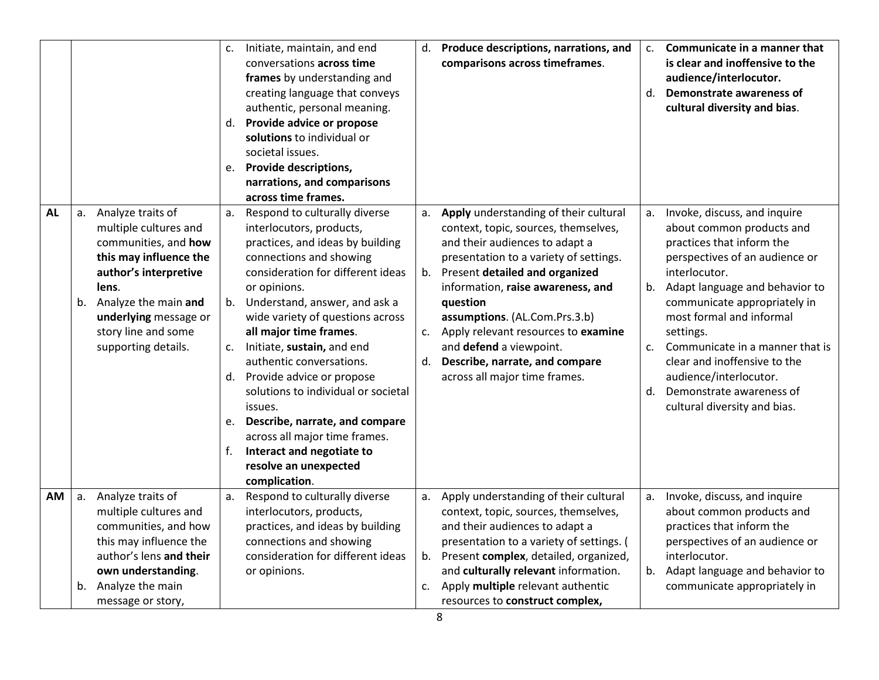| | | | | |
|---|---|---|---|---|
| | | c. Initiate, maintain, and end conversations **across time frames** by understanding and creating language that conveys authentic, personal meaning.<br>d. **Provide advice or propose solutions** to individual or societal issues.<br>e. **Provide descriptions, narrations, and comparisons across time frames.** | d. **Produce descriptions, narrations, and comparisons across timeframes**. | c. **Communicate in a manner that is clear and inoffensive to the audience/interlocutor.**<br>d. **Demonstrate awareness of cultural diversity and bias**. |
| **AL** | a. Analyze traits of multiple cultures and communities, and **how this may influence the author's interpretive lens**.<br>b. Analyze the main **and underlying** message or story line and some supporting details. | a. Respond to culturally diverse interlocutors, products, practices, and ideas by building connections and showing consideration for different ideas or opinions.<br>b. Understand, answer, and ask a wide variety of questions across **all major time frames**.<br>c. Initiate, **sustain,** and end authentic conversations.<br>d. Provide advice or propose solutions to individual or societal issues.<br>e. **Describe, narrate, and compare** across all major time frames.<br>f. **Interact and negotiate to resolve an unexpected complication**. | a. **Apply** understanding of their cultural context, topic, sources, themselves, and their audiences to adapt a presentation to a variety of settings.<br>b. Present **detailed and organized** information, **raise awareness, and question assumptions**. (AL.Com.Prs.3.b)<br>c. Apply relevant resources to **examine** and **defend** a viewpoint.<br>d. **Describe, narrate, and compare** across all major time frames. | a. Invoke, discuss, and inquire about common products and practices that inform the perspectives of an audience or interlocutor.<br>b. Adapt language and behavior to communicate appropriately in most formal and informal settings.<br>c. Communicate in a manner that is clear and inoffensive to the audience/interlocutor.<br>d. Demonstrate awareness of cultural diversity and bias. |
| **AM** | a. Analyze traits of multiple cultures and communities, and how this may influence the author's lens **and their own understanding**.<br>b. Analyze the main message or story, | a. Respond to culturally diverse interlocutors, products, practices, and ideas by building connections and showing consideration for different ideas or opinions. | a. Apply understanding of their cultural context, topic, sources, themselves, and their audiences to adapt a presentation to a variety of settings. (<br>b. Present **complex**, detailed, organized, and **culturally relevant** information.<br>c. Apply **multiple** relevant authentic resources to **construct complex,** | a. Invoke, discuss, and inquire about common products and practices that inform the perspectives of an audience or interlocutor.<br>b. Adapt language and behavior to communicate appropriately in |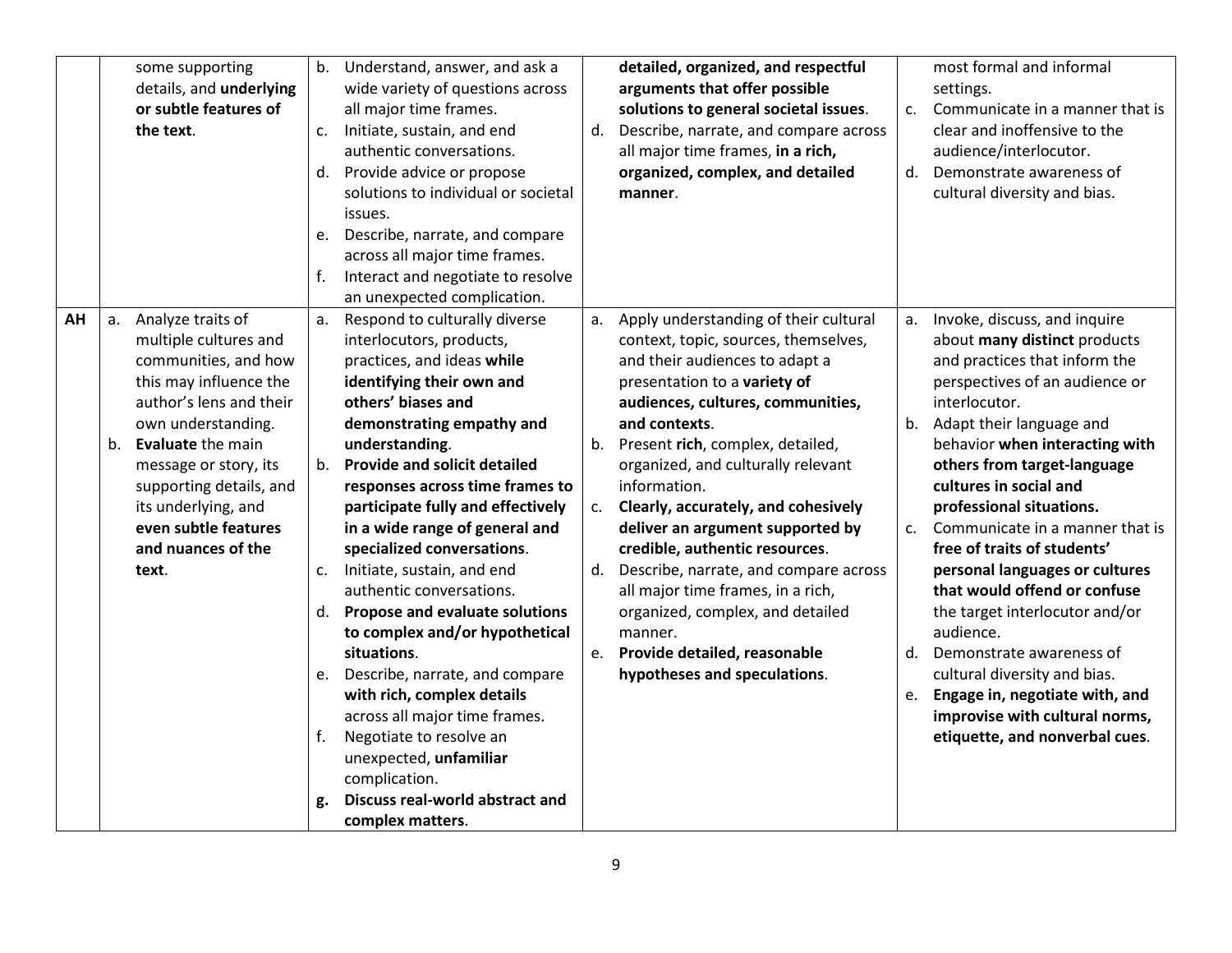| | | | | |
|---|---|---|---|---|
| | some supporting details, and **underlying or subtle features of the text**. | b. Understand, answer, and ask a wide variety of questions across all major time frames.<br>c. Initiate, sustain, and end authentic conversations.<br>d. Provide advice or propose solutions to individual or societal issues.<br>e. Describe, narrate, and compare across all major time frames.<br>f. Interact and negotiate to resolve an unexpected complication. | **detailed, organized, and respectful arguments that offer possible solutions to general societal issues**.<br>d. Describe, narrate, and compare across all major time frames, **in a rich, organized, complex, and detailed manner**. | most formal and informal settings.<br>c. Communicate in a manner that is clear and inoffensive to the audience/interlocutor.<br>d. Demonstrate awareness of cultural diversity and bias. |
| **AH** | a. Analyze traits of multiple cultures and communities, and how this may influence the author's lens and their own understanding.<br>b. **Evaluate** the main message or story, its supporting details, and its underlying, and **even subtle features and nuances of the text**. | a. Respond to culturally diverse interlocutors, products, practices, and ideas **while identifying their own and others' biases and demonstrating empathy and understanding**.<br>b. **Provide and solicit detailed responses across time frames to participate fully and effectively in a wide range of general and specialized conversations**.<br>c. Initiate, sustain, and end authentic conversations.<br>d. **Propose and evaluate solutions to complex and/or hypothetical situations**.<br>e. Describe, narrate, and compare **with rich, complex details** across all major time frames.<br>f. Negotiate to resolve an unexpected, **unfamiliar** complication.<br>**g. Discuss real-world abstract and complex matters**. | a. Apply understanding of their cultural context, topic, sources, themselves, and their audiences to adapt a presentation to a **variety of audiences, cultures, communities, and contexts**.<br>b. Present **rich**, complex, detailed, organized, and culturally relevant information.<br>c. **Clearly, accurately, and cohesively deliver an argument supported by credible, authentic resources**.<br>d. Describe, narrate, and compare across all major time frames, in a rich, organized, complex, and detailed manner.<br>e. **Provide detailed, reasonable hypotheses and speculations**. | a. Invoke, discuss, and inquire about **many distinct** products and practices that inform the perspectives of an audience or interlocutor.<br>b. Adapt their language and behavior **when interacting with others from target-language cultures in social and professional situations.**<br>c. Communicate in a manner that is **free of traits of students' personal languages or cultures that would offend or confuse** the target interlocutor and/or audience.<br>d. Demonstrate awareness of cultural diversity and bias.<br>e. **Engage in, negotiate with, and improvise with cultural norms, etiquette, and nonverbal cues**. |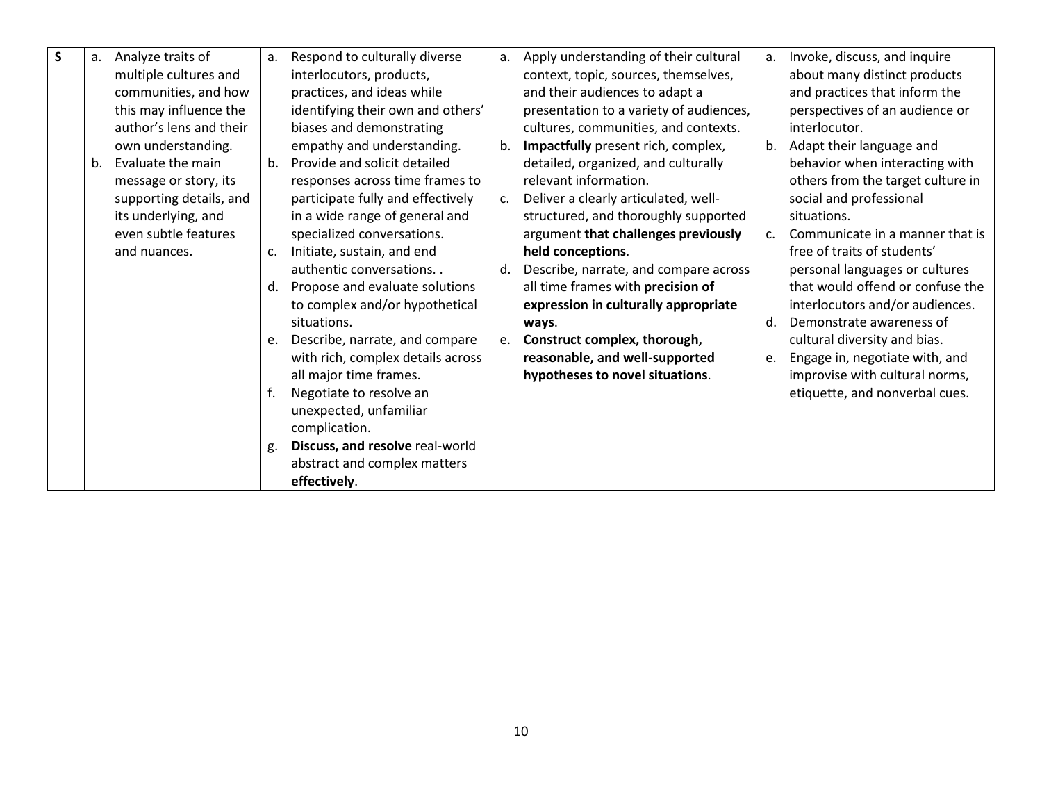| S | a. Analyze traits of multiple cultures and communities, and how this may influence the author's lens and their own understanding.<br>b. Evaluate the main message or story, its supporting details, and its underlying, and even subtle features and nuances. | a. Respond to culturally diverse interlocutors, products, practices, and ideas while identifying their own and others' biases and demonstrating empathy and understanding.<br>b. Provide and solicit detailed responses across time frames to participate fully and effectively in a wide range of general and specialized conversations.<br>c. Initiate, sustain, and end authentic conversations. .<br>d. Propose and evaluate solutions to complex and/or hypothetical situations.<br>e. Describe, narrate, and compare with rich, complex details across all major time frames.<br>f. Negotiate to resolve an unexpected, unfamiliar complication.<br>g. **Discuss, and resolve** real-world abstract and complex matters **effectively**. | a. Apply understanding of their cultural context, topic, sources, themselves, and their audiences to adapt a presentation to a variety of audiences, cultures, communities, and contexts.<br>b. **Impactfully** present rich, complex, detailed, organized, and culturally relevant information.<br>c. Deliver a clearly articulated, well-structured, and thoroughly supported argument **that challenges previously held conceptions**.<br>d. Describe, narrate, and compare across all time frames with **precision of expression in culturally appropriate ways**.<br>e. **Construct complex, thorough, reasonable, and well-supported hypotheses to novel situations**. | a. Invoke, discuss, and inquire about many distinct products and practices that inform the perspectives of an audience or interlocutor.<br>b. Adapt their language and behavior when interacting with others from the target culture in social and professional situations.<br>c. Communicate in a manner that is free of traits of students' personal languages or cultures that would offend or confuse the interlocutors and/or audiences.<br>d. Demonstrate awareness of cultural diversity and bias.<br>e. Engage in, negotiate with, and improvise with cultural norms, etiquette, and nonverbal cues. |
|---|---|---|---|---|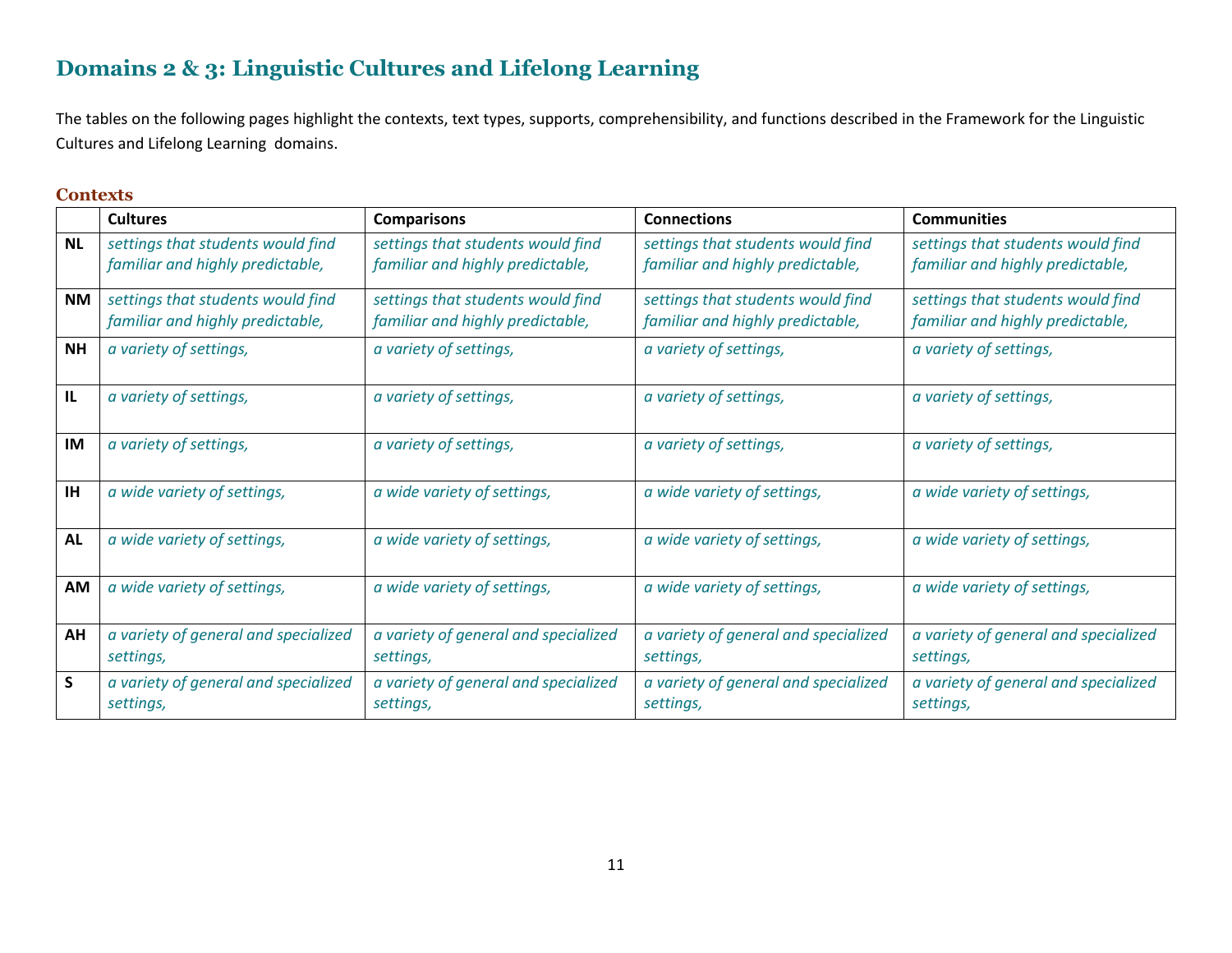## Domains 2 & 3: Linguistic Cultures and Lifelong Learning

The tables on the following pages highlight the contexts, text types, supports, comprehensibility, and functions described in the Framework for the Linguistic Cultures and Lifelong Learning domains.

### Contexts

| | Cultures | Comparisons | Connections | Communities |
|---|---|---|---|---|
| **NL** | *settings that students would find familiar and highly predictable,* | *settings that students would find familiar and highly predictable,* | *settings that students would find familiar and highly predictable,* | *settings that students would find familiar and highly predictable,* |
| **NM** | *settings that students would find familiar and highly predictable,* | *settings that students would find familiar and highly predictable,* | *settings that students would find familiar and highly predictable,* | *settings that students would find familiar and highly predictable,* |
| **NH** | *a variety of settings,* | *a variety of settings,* | *a variety of settings,* | *a variety of settings,* |
| **IL** | *a variety of settings,* | *a variety of settings,* | *a variety of settings,* | *a variety of settings,* |
| **IM** | *a variety of settings,* | *a variety of settings,* | *a variety of settings,* | *a variety of settings,* |
| **IH** | *a wide variety of settings,* | *a wide variety of settings,* | *a wide variety of settings,* | *a wide variety of settings,* |
| **AL** | *a wide variety of settings,* | *a wide variety of settings,* | *a wide variety of settings,* | *a wide variety of settings,* |
| **AM** | *a wide variety of settings,* | *a wide variety of settings,* | *a wide variety of settings,* | *a wide variety of settings,* |
| **AH** | *a variety of general and specialized settings,* | *a variety of general and specialized settings,* | *a variety of general and specialized settings,* | *a variety of general and specialized settings,* |
| **S** | *a variety of general and specialized settings,* | *a variety of general and specialized settings,* | *a variety of general and specialized settings,* | *a variety of general and specialized settings,* |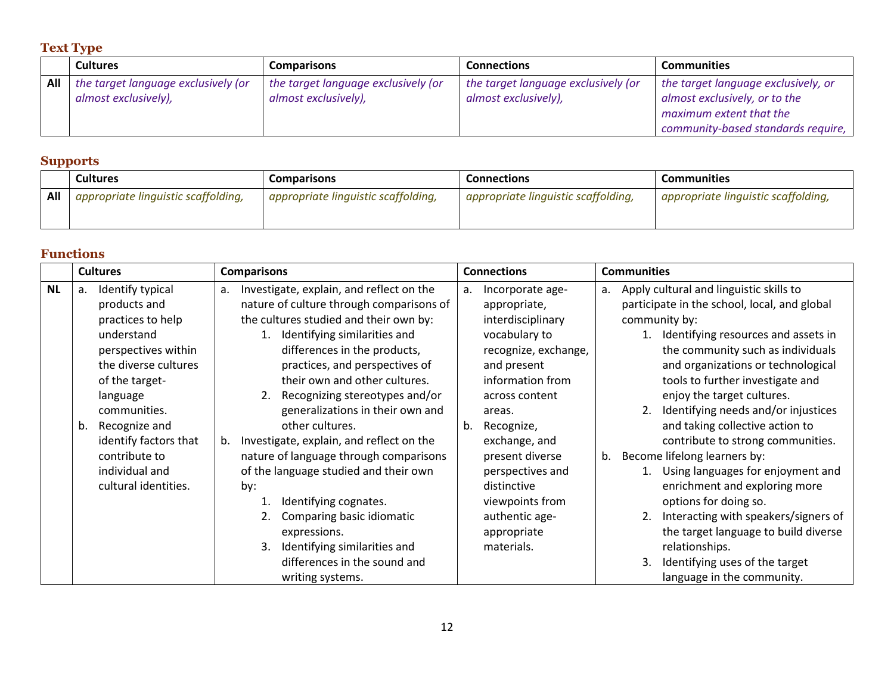### Text Type

| | Cultures | Comparisons | Connections | Communities |
|---|---|---|---|---|
| **All** | *the target language exclusively (or almost exclusively),* | *the target language exclusively (or almost exclusively),* | *the target language exclusively (or almost exclusively),* | *the target language exclusively, or almost exclusively, or to the maximum extent that the community-based standards require,* |

### Supports

| | Cultures | Comparisons | Connections | Communities |
|---|---|---|---|---|
| **All** | *appropriate linguistic scaffolding,* | *appropriate linguistic scaffolding,* | *appropriate linguistic scaffolding,* | *appropriate linguistic scaffolding,* |

### Functions

| | Cultures | Comparisons | Connections | Communities |
|---|---|---|---|---|
| **NL** | a. Identify typical products and practices to help understand perspectives within the diverse cultures of the target-language communities.<br>b. Recognize and identify factors that contribute to individual and cultural identities. | a. Investigate, explain, and reflect on the nature of culture through comparisons of the cultures studied and their own by:<br>1. Identifying similarities and differences in the products, practices, and perspectives of their own and other cultures.<br>2. Recognizing stereotypes and/or generalizations in their own and other cultures.<br>b. Investigate, explain, and reflect on the nature of language through comparisons of the language studied and their own by:<br>1. Identifying cognates.<br>2. Comparing basic idiomatic expressions.<br>3. Identifying similarities and differences in the sound and writing systems. | a. Incorporate age-appropriate, interdisciplinary vocabulary to recognize, exchange, and present information from across content areas.<br>b. Recognize, exchange, and present diverse perspectives and distinctive viewpoints from authentic age-appropriate materials. | a. Apply cultural and linguistic skills to participate in the school, local, and global community by:<br>1. Identifying resources and assets in the community such as individuals and organizations or technological tools to further investigate and enjoy the target cultures.<br>2. Identifying needs and/or injustices and taking collective action to contribute to strong communities.<br>b. Become lifelong learners by:<br>1. Using languages for enjoyment and enrichment and exploring more options for doing so.<br>2. Interacting with speakers/signers of the target language to build diverse relationships.<br>3. Identifying uses of the target language in the community. |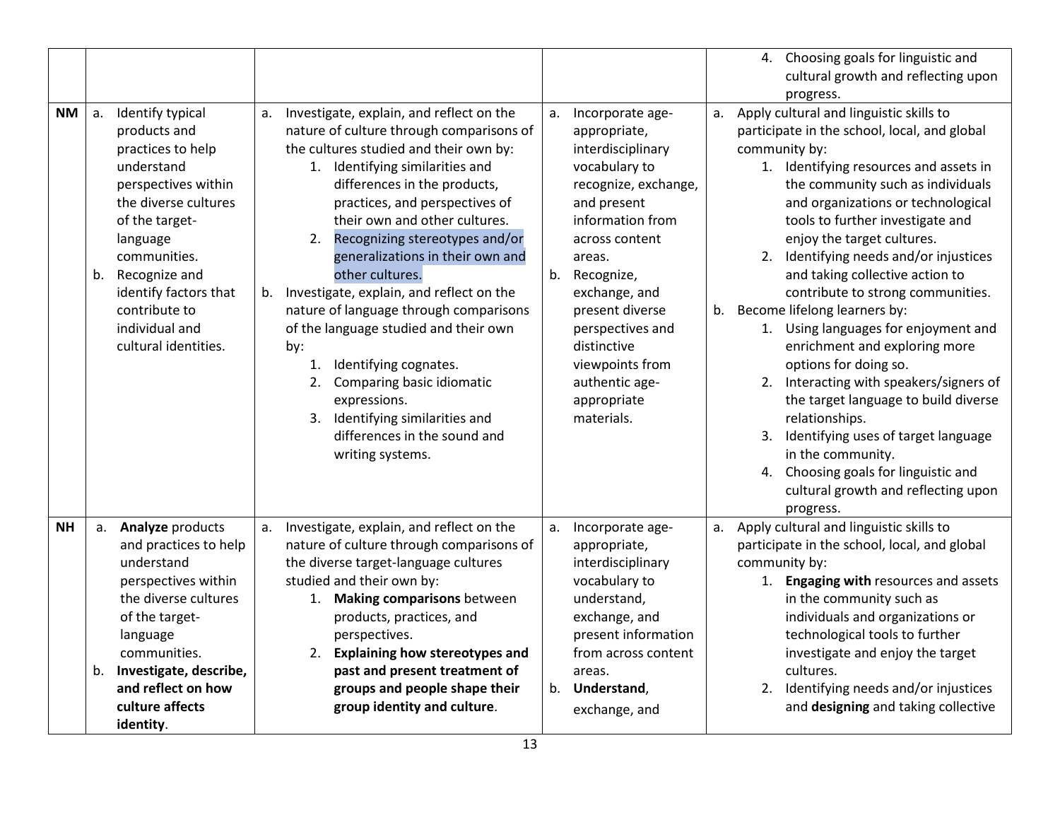| | | | | |
|---|---|---|---|---|
| | | | | 4. Choosing goals for linguistic and cultural growth and reflecting upon progress. |
| **NM** | a. Identify typical products and practices to help understand perspectives within the diverse cultures of the target-language communities.<br>b. Recognize and identify factors that contribute to individual and cultural identities. | a. Investigate, explain, and reflect on the nature of culture through comparisons of the cultures studied and their own by:<br>1. Identifying similarities and differences in the products, practices, and perspectives of their own and other cultures.<br>2. Recognizing stereotypes and/or generalizations in their own and other cultures.<br>b. Investigate, explain, and reflect on the nature of language through comparisons of the language studied and their own by:<br>1. Identifying cognates.<br>2. Comparing basic idiomatic expressions.<br>3. Identifying similarities and differences in the sound and writing systems. | a. Incorporate age-appropriate, interdisciplinary vocabulary to recognize, exchange, and present information from across content areas.<br>b. Recognize, exchange, and present diverse perspectives and distinctive viewpoints from authentic age-appropriate materials. | a. Apply cultural and linguistic skills to participate in the school, local, and global community by:<br>1. Identifying resources and assets in the community such as individuals and organizations or technological tools to further investigate and enjoy the target cultures.<br>2. Identifying needs and/or injustices and taking collective action to contribute to strong communities.<br>b. Become lifelong learners by:<br>1. Using languages for enjoyment and enrichment and exploring more options for doing so.<br>2. Interacting with speakers/signers of the target language to build diverse relationships.<br>3. Identifying uses of target language in the community.<br>4. Choosing goals for linguistic and cultural growth and reflecting upon progress. |
| **NH** | a. **Analyze** products and practices to help understand perspectives within the diverse cultures of the target-language communities.<br>b. **Investigate, describe, and reflect on how culture affects identity**. | a. Investigate, explain, and reflect on the nature of culture through comparisons of the diverse target-language cultures studied and their own by:<br>1. **Making comparisons** between products, practices, and perspectives.<br>2. **Explaining how stereotypes and past and present treatment of groups and people shape their group identity and culture**. | a. Incorporate age-appropriate, interdisciplinary vocabulary to understand, exchange, and present information from across content areas.<br>b. **Understand**, exchange, and | a. Apply cultural and linguistic skills to participate in the school, local, and global community by:<br>1. **Engaging with** resources and assets in the community such as individuals and organizations or technological tools to further investigate and enjoy the target cultures.<br>2. Identifying needs and/or injustices and **designing** and taking collective |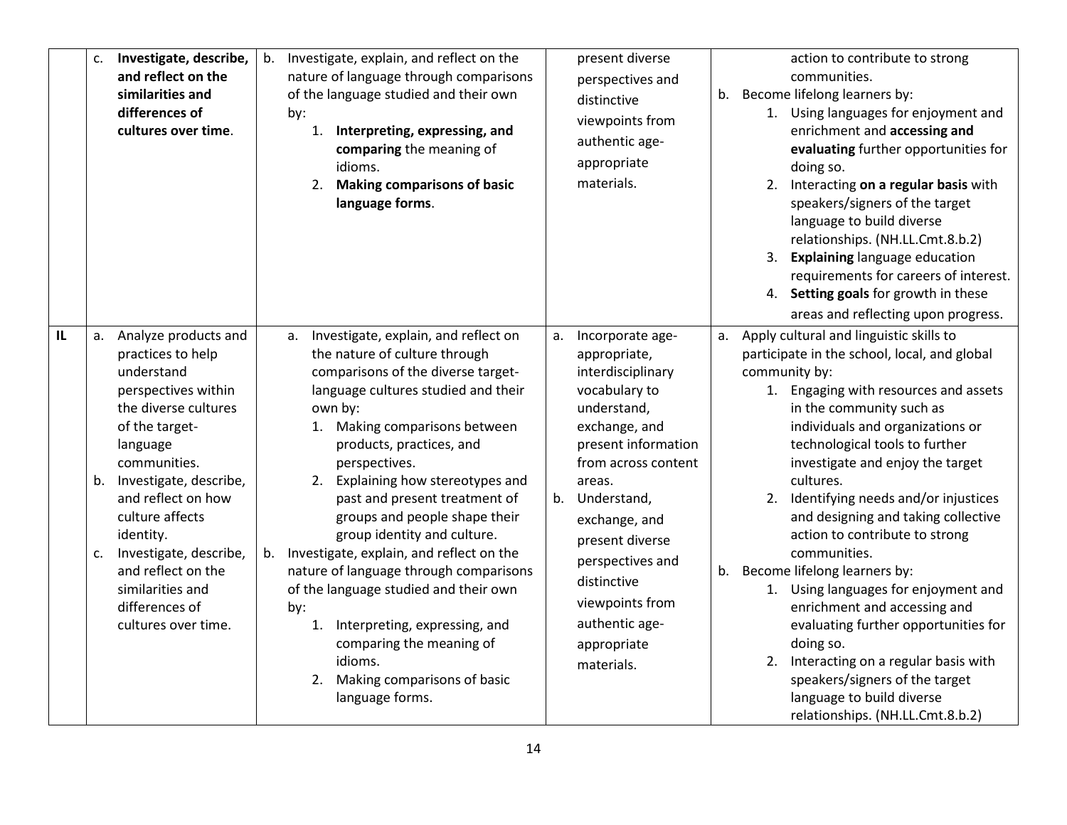| | | | | |
|---|---|---|---|---|
| | c. **Investigate, describe, and reflect on the similarities and differences of cultures over time**. | b. Investigate, explain, and reflect on the nature of language through comparisons of the language studied and their own by:<br>1. **Interpreting, expressing, and comparing** the meaning of idioms.<br>2. **Making comparisons of basic language forms**. | present diverse perspectives and distinctive viewpoints from authentic age-appropriate materials. | action to contribute to strong communities.<br>b. Become lifelong learners by:<br>1. Using languages for enjoyment and enrichment and **accessing and evaluating** further opportunities for doing so.<br>2. Interacting **on a regular basis** with speakers/signers of the target language to build diverse relationships. (NH.LL.Cmt.8.b.2)<br>3. **Explaining** language education requirements for careers of interest.<br>4. **Setting goals** for growth in these areas and reflecting upon progress. |
| **IL** | a. Analyze products and practices to help understand perspectives within the diverse cultures of the target-language communities.<br>b. Investigate, describe, and reflect on how culture affects identity.<br>c. Investigate, describe, and reflect on the similarities and differences of cultures over time. | a. Investigate, explain, and reflect on the nature of culture through comparisons of the diverse target-language cultures studied and their own by:<br>1. Making comparisons between products, practices, and perspectives.<br>2. Explaining how stereotypes and past and present treatment of groups and people shape their group identity and culture.<br>b. Investigate, explain, and reflect on the nature of language through comparisons of the language studied and their own by:<br>1. Interpreting, expressing, and comparing the meaning of idioms.<br>2. Making comparisons of basic language forms. | a. Incorporate age-appropriate, interdisciplinary vocabulary to understand, exchange, and present information from across content areas.<br>b. Understand, exchange, and present diverse perspectives and distinctive viewpoints from authentic age-appropriate materials. | a. Apply cultural and linguistic skills to participate in the school, local, and global community by:<br>1. Engaging with resources and assets in the community such as individuals and organizations or technological tools to further investigate and enjoy the target cultures.<br>2. Identifying needs and/or injustices and designing and taking collective action to contribute to strong communities.<br>b. Become lifelong learners by:<br>1. Using languages for enjoyment and enrichment and accessing and evaluating further opportunities for doing so.<br>2. Interacting on a regular basis with speakers/signers of the target language to build diverse relationships. (NH.LL.Cmt.8.b.2) |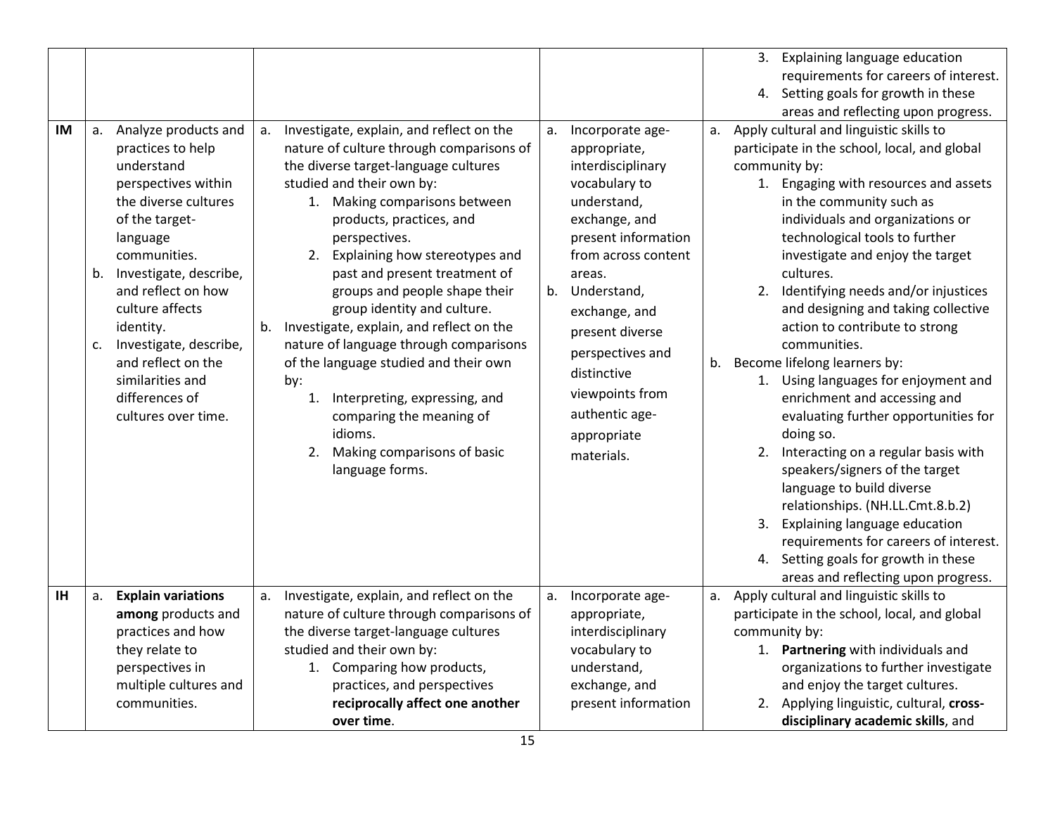| | | | | |
|---|---|---|---|---|
| | | | | 3. Explaining language education requirements for careers of interest.<br>4. Setting goals for growth in these areas and reflecting upon progress. |
| **IM** | a. Analyze products and practices to help understand perspectives within the diverse cultures of the target-language communities.<br>b. Investigate, describe, and reflect on how culture affects identity.<br>c. Investigate, describe, and reflect on the similarities and differences of cultures over time. | a. Investigate, explain, and reflect on the nature of culture through comparisons of the diverse target-language cultures studied and their own by:<br>1. Making comparisons between products, practices, and perspectives.<br>2. Explaining how stereotypes and past and present treatment of groups and people shape their group identity and culture.<br>b. Investigate, explain, and reflect on the nature of language through comparisons of the language studied and their own by:<br>1. Interpreting, expressing, and comparing the meaning of idioms.<br>2. Making comparisons of basic language forms. | a. Incorporate age-appropriate, interdisciplinary vocabulary to understand, exchange, and present information from across content areas.<br>b. Understand, exchange, and present diverse perspectives and distinctive viewpoints from authentic age-appropriate materials. | a. Apply cultural and linguistic skills to participate in the school, local, and global community by:<br>1. Engaging with resources and assets in the community such as individuals and organizations or technological tools to further investigate and enjoy the target cultures.<br>2. Identifying needs and/or injustices and designing and taking collective action to contribute to strong communities.<br>b. Become lifelong learners by:<br>1. Using languages for enjoyment and enrichment and accessing and evaluating further opportunities for doing so.<br>2. Interacting on a regular basis with speakers/signers of the target language to build diverse relationships. (NH.LL.Cmt.8.b.2)<br>3. Explaining language education requirements for careers of interest.<br>4. Setting goals for growth in these areas and reflecting upon progress. |
| **IH** | a. **Explain variations among** products and practices and how they relate to perspectives in multiple cultures and communities. | a. Investigate, explain, and reflect on the nature of culture through comparisons of the diverse target-language cultures studied and their own by:<br>1. Comparing how products, practices, and perspectives **reciprocally affect one another over time**. | a. Incorporate age-appropriate, interdisciplinary vocabulary to understand, exchange, and present information | a. Apply cultural and linguistic skills to participate in the school, local, and global community by:<br>1. **Partnering** with individuals and organizations to further investigate and enjoy the target cultures.<br>2. Applying linguistic, cultural, **cross-disciplinary academic skills**, and |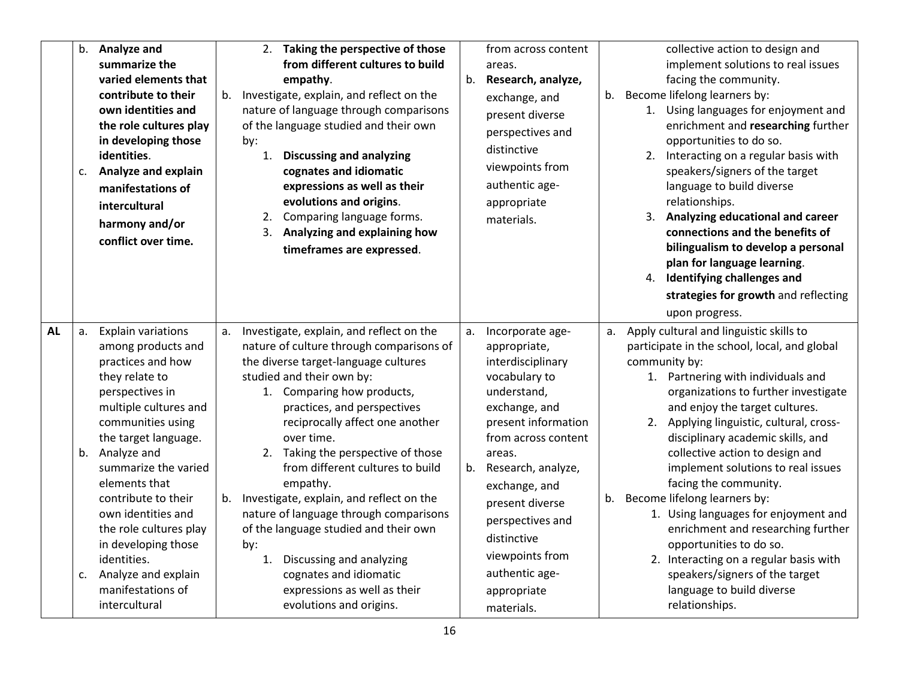| | | | | |
|---|---|---|---|---|
| | b. **Analyze and summarize the varied elements that contribute to their own identities and the role cultures play in developing those identities**.<br>c. **Analyze and explain manifestations of intercultural harmony and/or conflict over time.** | 2. **Taking the perspective of those from different cultures to build empathy**.<br>b. Investigate, explain, and reflect on the nature of language through comparisons of the language studied and their own by:<br>1. **Discussing and analyzing cognates and idiomatic expressions as well as their evolutions and origins**.<br>2. Comparing language forms.<br>3. **Analyzing and explaining how timeframes are expressed**. | from across content areas.<br>b. **Research, analyze,** exchange, and present diverse perspectives and distinctive viewpoints from authentic age-appropriate materials. | collective action to design and implement solutions to real issues facing the community.<br>b. Become lifelong learners by:<br>1. Using languages for enjoyment and enrichment and **researching** further opportunities to do so.<br>2. Interacting on a regular basis with speakers/signers of the target language to build diverse relationships.<br>3. **Analyzing educational and career connections and the benefits of bilingualism to develop a personal plan for language learning**.<br>4. **Identifying challenges and strategies for growth** and reflecting upon progress. |
| **AL** | a. Explain variations among products and practices and how they relate to perspectives in multiple cultures and communities using the target language.<br>b. Analyze and summarize the varied elements that contribute to their own identities and the role cultures play in developing those identities.<br>c. Analyze and explain manifestations of intercultural | a. Investigate, explain, and reflect on the nature of culture through comparisons of the diverse target-language cultures studied and their own by:<br>1. Comparing how products, practices, and perspectives reciprocally affect one another over time.<br>2. Taking the perspective of those from different cultures to build empathy.<br>b. Investigate, explain, and reflect on the nature of language through comparisons of the language studied and their own by:<br>1. Discussing and analyzing cognates and idiomatic expressions as well as their evolutions and origins. | a. Incorporate age-appropriate, interdisciplinary vocabulary to understand, exchange, and present information from across content areas.<br>b. Research, analyze, exchange, and present diverse perspectives and distinctive viewpoints from authentic age-appropriate materials. | a. Apply cultural and linguistic skills to participate in the school, local, and global community by:<br>1. Partnering with individuals and organizations to further investigate and enjoy the target cultures.<br>2. Applying linguistic, cultural, cross-disciplinary academic skills, and collective action to design and implement solutions to real issues facing the community.<br>b. Become lifelong learners by:<br>1. Using languages for enjoyment and enrichment and researching further opportunities to do so.<br>2. Interacting on a regular basis with speakers/signers of the target language to build diverse relationships. |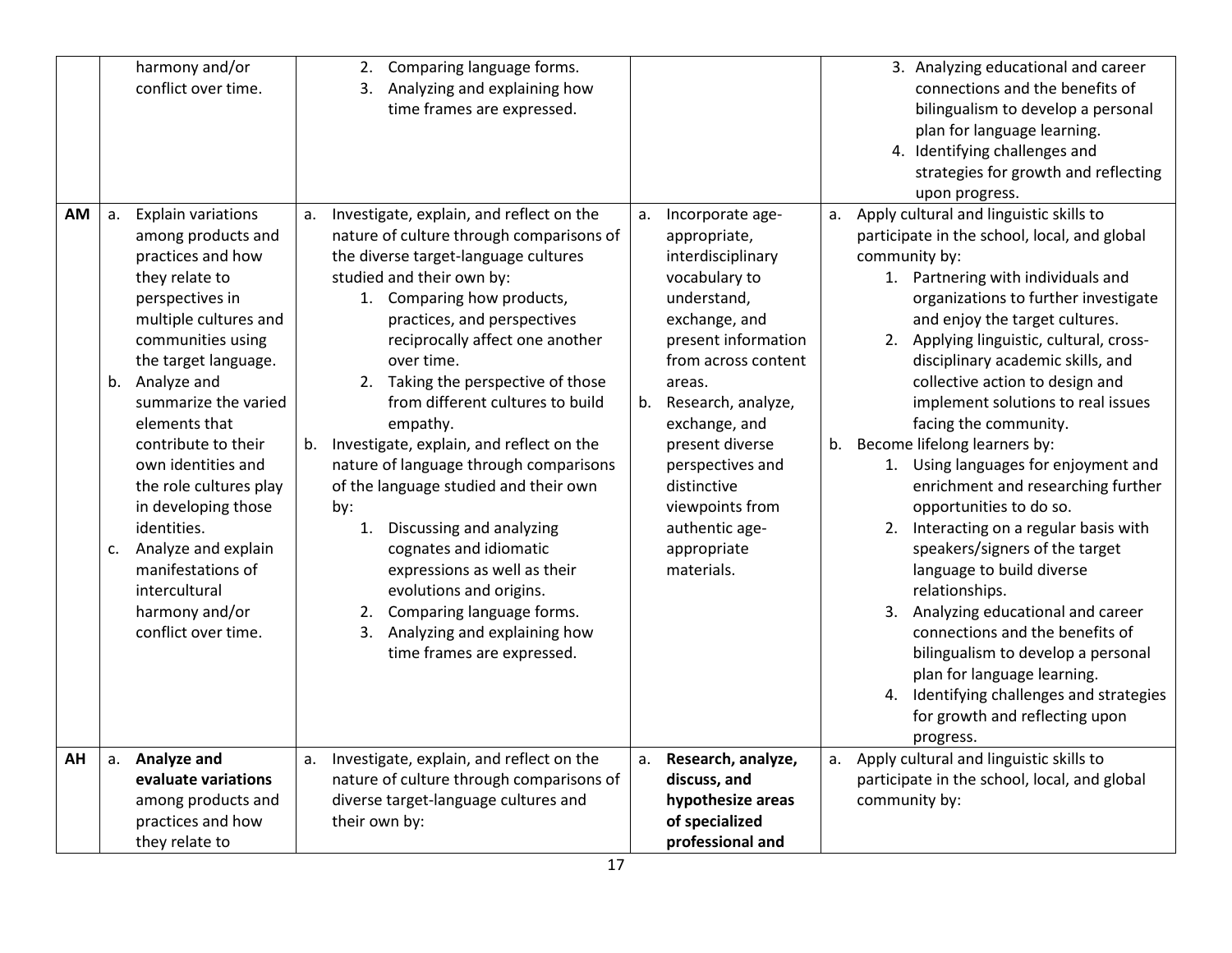| | | | | |
|---|---|---|---|---|
| | harmony and/or conflict over time. | 2. Comparing language forms.<br>3. Analyzing and explaining how time frames are expressed. | | 3. Analyzing educational and career connections and the benefits of bilingualism to develop a personal plan for language learning.<br>4. Identifying challenges and strategies for growth and reflecting upon progress. |
| **AM** | a. Explain variations among products and practices and how they relate to perspectives in multiple cultures and communities using the target language.<br>b. Analyze and summarize the varied elements that contribute to their own identities and the role cultures play in developing those identities.<br>c. Analyze and explain manifestations of intercultural harmony and/or conflict over time. | a. Investigate, explain, and reflect on the nature of culture through comparisons of the diverse target-language cultures studied and their own by:<br>1. Comparing how products, practices, and perspectives reciprocally affect one another over time.<br>2. Taking the perspective of those from different cultures to build empathy.<br>b. Investigate, explain, and reflect on the nature of language through comparisons of the language studied and their own by:<br>1. Discussing and analyzing cognates and idiomatic expressions as well as their evolutions and origins.<br>2. Comparing language forms.<br>3. Analyzing and explaining how time frames are expressed. | a. Incorporate age-appropriate, interdisciplinary vocabulary to understand, exchange, and present information from across content areas.<br>b. Research, analyze, exchange, and present diverse perspectives and distinctive viewpoints from authentic age-appropriate materials. | a. Apply cultural and linguistic skills to participate in the school, local, and global community by:<br>1. Partnering with individuals and organizations to further investigate and enjoy the target cultures.<br>2. Applying linguistic, cultural, cross-disciplinary academic skills, and collective action to design and implement solutions to real issues facing the community.<br>b. Become lifelong learners by:<br>1. Using languages for enjoyment and enrichment and researching further opportunities to do so.<br>2. Interacting on a regular basis with speakers/signers of the target language to build diverse relationships.<br>3. Analyzing educational and career connections and the benefits of bilingualism to develop a personal plan for language learning.<br>4. Identifying challenges and strategies for growth and reflecting upon progress. |
| **AH** | a. **Analyze and evaluate variations** among products and practices and how they relate to | a. Investigate, explain, and reflect on the nature of culture through comparisons of diverse target-language cultures and their own by: | a. **Research, analyze, discuss, and hypothesize areas of specialized professional and** | a. Apply cultural and linguistic skills to participate in the school, local, and global community by: |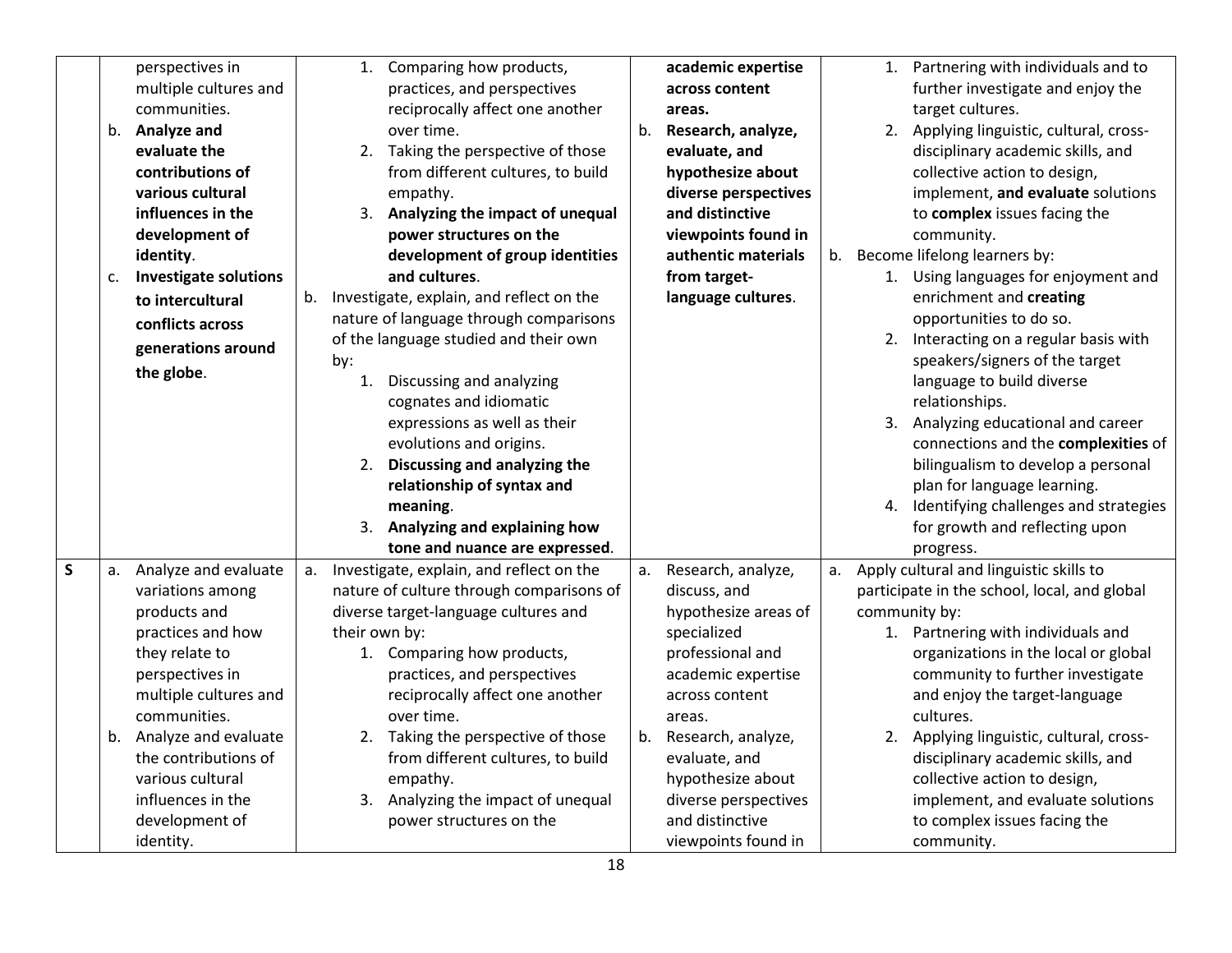| | | | | |
|---|---|---|---|---|
| | perspectives in multiple cultures and communities.<br>b. **Analyze and evaluate the contributions of various cultural influences in the development of identity**.<br>c. **Investigate solutions to intercultural conflicts across generations around the globe**. | 1. Comparing how products, practices, and perspectives reciprocally affect one another over time.<br>2. Taking the perspective of those from different cultures, to build empathy.<br>3. **Analyzing the impact of unequal power structures on the development of group identities and cultures**.<br>b. Investigate, explain, and reflect on the nature of language through comparisons of the language studied and their own by:<br>1. Discussing and analyzing cognates and idiomatic expressions as well as their evolutions and origins.<br>2. **Discussing and analyzing the relationship of syntax and meaning**.<br>3. **Analyzing and explaining how tone and nuance are expressed**. | **academic expertise across content areas.**<br>b. **Research, analyze, evaluate, and hypothesize about diverse perspectives and distinctive viewpoints found in authentic materials from target-language cultures**. | 1. Partnering with individuals and to further investigate and enjoy the target cultures.<br>2. Applying linguistic, cultural, cross-disciplinary academic skills, and collective action to design, implement, **and evaluate** solutions to **complex** issues facing the community.<br>b. Become lifelong learners by:<br>1. Using languages for enjoyment and enrichment and **creating** opportunities to do so.<br>2. Interacting on a regular basis with speakers/signers of the target language to build diverse relationships.<br>3. Analyzing educational and career connections and the **complexities** of bilingualism to develop a personal plan for language learning.<br>4. Identifying challenges and strategies for growth and reflecting upon progress. |
| **S** | a. Analyze and evaluate variations among products and practices and how they relate to perspectives in multiple cultures and communities.<br>b. Analyze and evaluate the contributions of various cultural influences in the development of identity. | a. Investigate, explain, and reflect on the nature of culture through comparisons of diverse target-language cultures and their own by:<br>1. Comparing how products, practices, and perspectives reciprocally affect one another over time.<br>2. Taking the perspective of those from different cultures, to build empathy.<br>3. Analyzing the impact of unequal power structures on the | a. Research, analyze, discuss, and hypothesize areas of specialized professional and academic expertise across content areas.<br>b. Research, analyze, evaluate, and hypothesize about diverse perspectives and distinctive viewpoints found in | a. Apply cultural and linguistic skills to participate in the school, local, and global community by:<br>1. Partnering with individuals and organizations in the local or global community to further investigate and enjoy the target-language cultures.<br>2. Applying linguistic, cultural, cross-disciplinary academic skills, and collective action to design, implement, and evaluate solutions to complex issues facing the community. |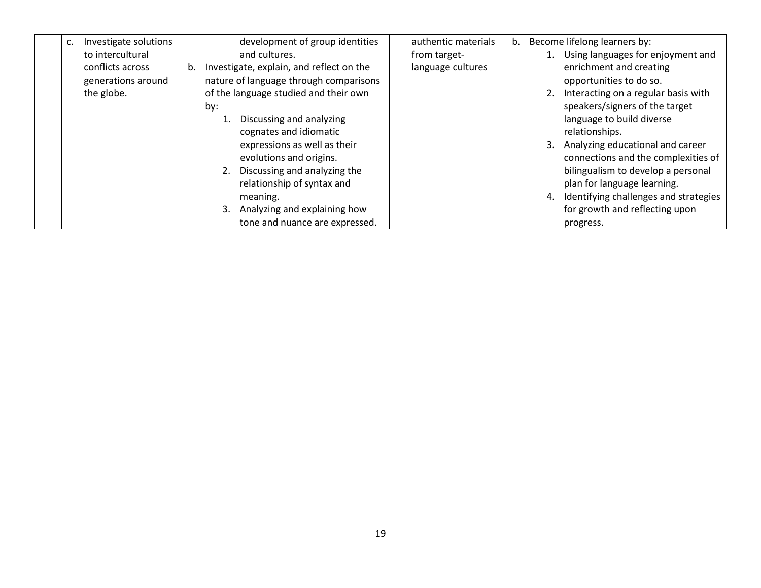| | | | | |
|---|---|---|---|---|
| | c. Investigate solutions to intercultural conflicts across generations around the globe. | development of group identities and cultures.<br>b. Investigate, explain, and reflect on the nature of language through comparisons of the language studied and their own by:<br>1. Discussing and analyzing cognates and idiomatic expressions as well as their evolutions and origins.<br>2. Discussing and analyzing the relationship of syntax and meaning.<br>3. Analyzing and explaining how tone and nuance are expressed. | authentic materials from target-language cultures | b. Become lifelong learners by:<br>1. Using languages for enjoyment and enrichment and creating opportunities to do so.<br>2. Interacting on a regular basis with speakers/signers of the target language to build diverse relationships.<br>3. Analyzing educational and career connections and the complexities of bilingualism to develop a personal plan for language learning.<br>4. Identifying challenges and strategies for growth and reflecting upon progress. |